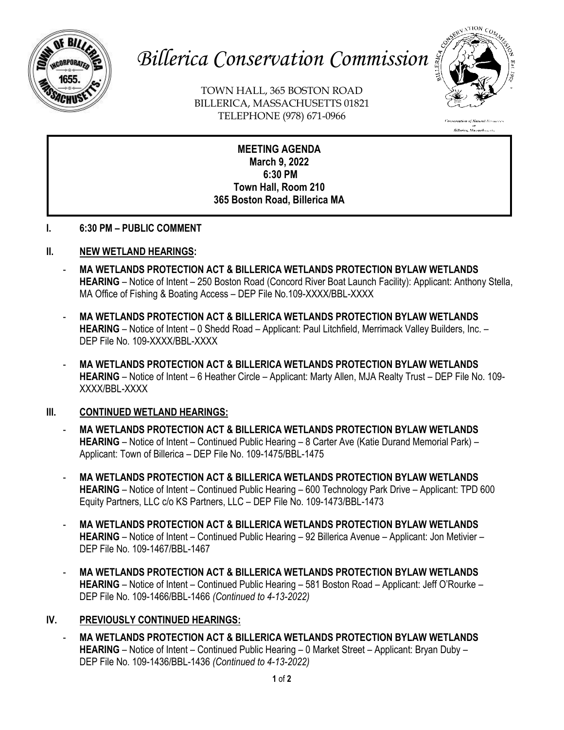# *Billerica Conservation Commission*

TOWN HALL, 365 BOSTON ROAD
BILLERICA, MASSACHUSETTS 01821
TELEPHONE (978) 671-0966

**MEETING AGENDA**
**March 9, 2022**
**6:30 PM**
**Town Hall, Room 210**
**365 Boston Road, Billerica MA**

## I. 6:30 PM – PUBLIC COMMENT

## II. NEW WETLAND HEARINGS:

- **MA WETLANDS PROTECTION ACT & BILLERICA WETLANDS PROTECTION BYLAW WETLANDS HEARING** – Notice of Intent – 250 Boston Road (Concord River Boat Launch Facility): Applicant: Anthony Stella, MA Office of Fishing & Boating Access – DEP File No.109-XXXX/BBL-XXXX
- **MA WETLANDS PROTECTION ACT & BILLERICA WETLANDS PROTECTION BYLAW WETLANDS HEARING** – Notice of Intent – 0 Shedd Road – Applicant: Paul Litchfield, Merrimack Valley Builders, Inc. – DEP File No. 109-XXXX/BBL-XXXX
- **MA WETLANDS PROTECTION ACT & BILLERICA WETLANDS PROTECTION BYLAW WETLANDS HEARING** – Notice of Intent – 6 Heather Circle – Applicant: Marty Allen, MJA Realty Trust – DEP File No. 109-XXXX/BBL-XXXX

## III. CONTINUED WETLAND HEARINGS:

- **MA WETLANDS PROTECTION ACT & BILLERICA WETLANDS PROTECTION BYLAW WETLANDS HEARING** – Notice of Intent – Continued Public Hearing – 8 Carter Ave (Katie Durand Memorial Park) – Applicant: Town of Billerica – DEP File No. 109-1475/BBL-1475
- **MA WETLANDS PROTECTION ACT & BILLERICA WETLANDS PROTECTION BYLAW WETLANDS HEARING** – Notice of Intent – Continued Public Hearing – 600 Technology Park Drive – Applicant: TPD 600 Equity Partners, LLC c/o KS Partners, LLC – DEP File No. 109-1473/BBL-1473
- **MA WETLANDS PROTECTION ACT & BILLERICA WETLANDS PROTECTION BYLAW WETLANDS HEARING** – Notice of Intent – Continued Public Hearing – 92 Billerica Avenue – Applicant: Jon Metivier – DEP File No. 109-1467/BBL-1467
- **MA WETLANDS PROTECTION ACT & BILLERICA WETLANDS PROTECTION BYLAW WETLANDS HEARING** – Notice of Intent – Continued Public Hearing – 581 Boston Road – Applicant: Jeff O'Rourke – DEP File No. 109-1466/BBL-1466 *(Continued to 4-13-2022)*

## IV. PREVIOUSLY CONTINUED HEARINGS:

- **MA WETLANDS PROTECTION ACT & BILLERICA WETLANDS PROTECTION BYLAW WETLANDS HEARING** – Notice of Intent – Continued Public Hearing – 0 Market Street – Applicant: Bryan Duby – DEP File No. 109-1436/BBL-1436 *(Continued to 4-13-2022)*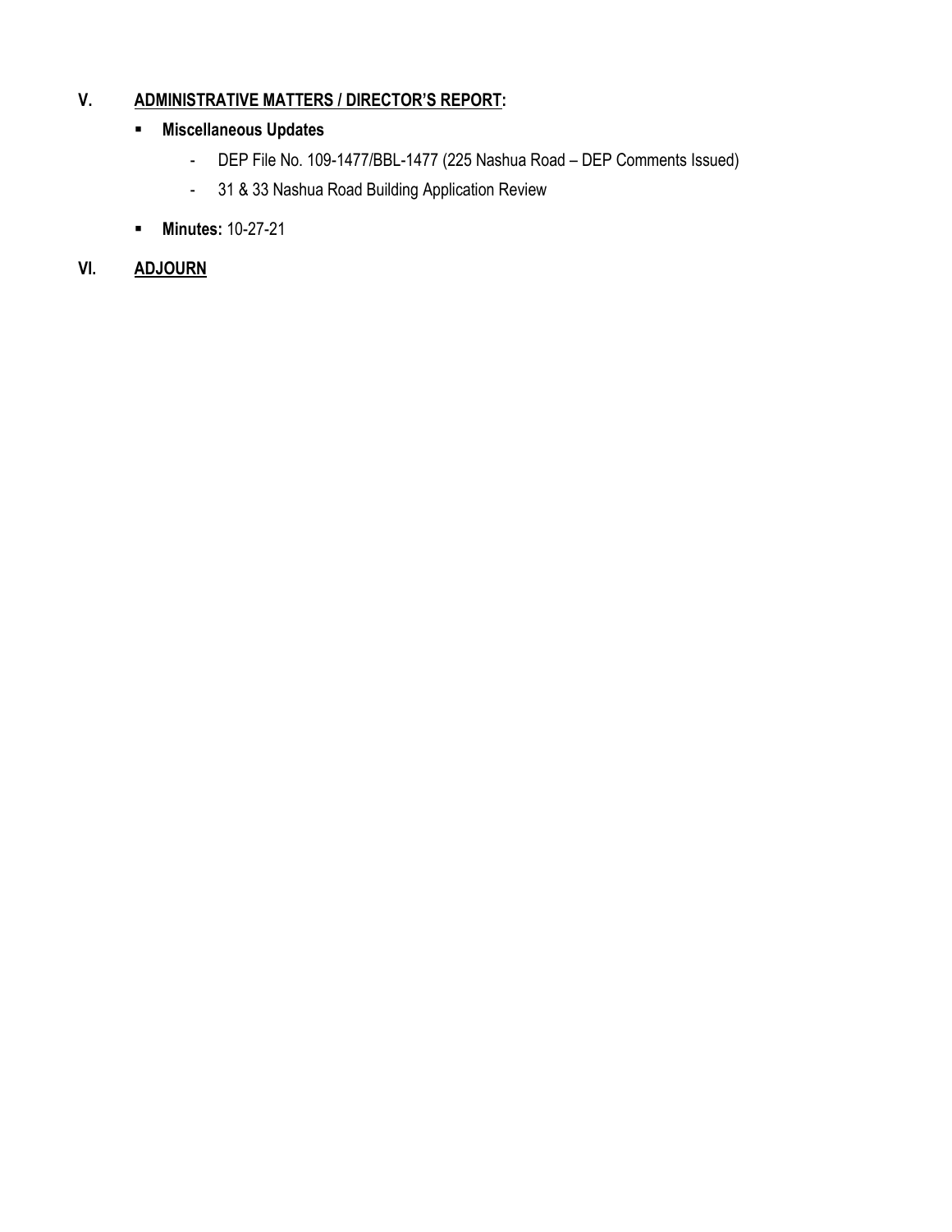## V. <u>ADMINISTRATIVE MATTERS / DIRECTOR'S REPORT</u>:

- **Miscellaneous Updates**
  - DEP File No. 109-1477/BBL-1477 (225 Nashua Road – DEP Comments Issued)
  - 31 & 33 Nashua Road Building Application Review
- **Minutes:** 10-27-21

## VI. <u>ADJOURN</u>